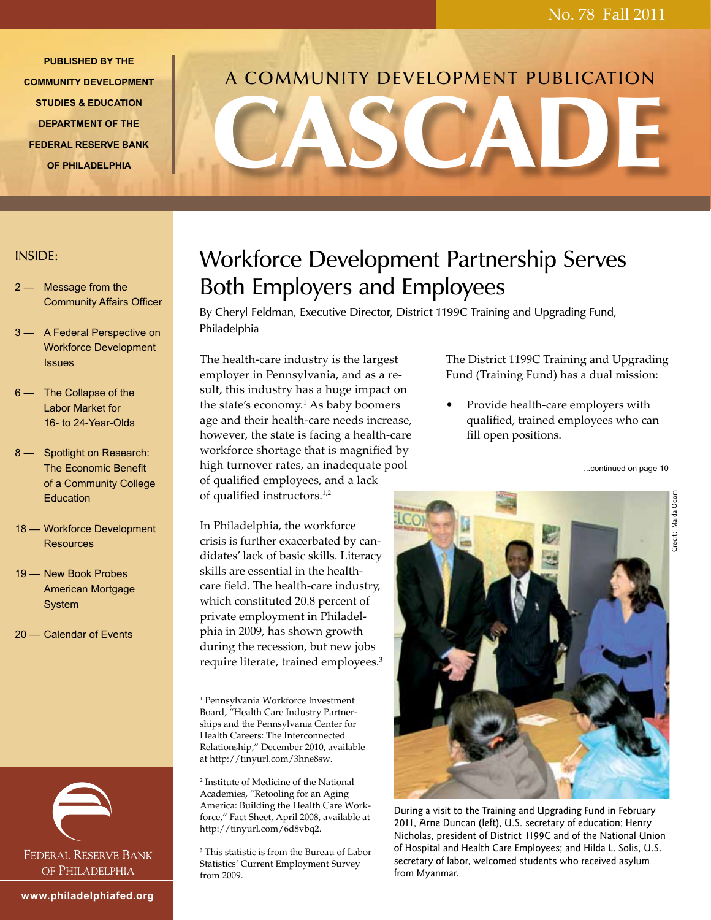No. 78 Fall 2011

PUBLISHED BY THE COMMUNITY DEVELOPMENT STUDIES & EDUCATION DEPARTMENT OF THE FEDERAL RESERVE BANK OF PHILADELPHIA

A COMMUNITY DEVELOPMENT PUBLICATION

# CASCADE

INSIDE:

- 2 — Message from the Community Affairs Officer
- 3 — A Federal Perspective on Workforce Development Issues
- 6 — The Collapse of the Labor Market for 16- to 24-Year-Olds
- 8 — Spotlight on Research: The Economic Benefit of a Community College Education
- 18 — Workforce Development Resources
- 19 — New Book Probes American Mortgage System
- 20 — Calendar of Events

FEDERAL RESERVE BANK OF PHILADELPHIA

www.philadelphiafed.org

## Workforce Development Partnership Serves Both Employers and Employees

By Cheryl Feldman, Executive Director, District 1199C Training and Upgrading Fund, Philadelphia

The health-care industry is the largest employer in Pennsylvania, and as a result, this industry has a huge impact on the state's economy.[1] As baby boomers age and their health-care needs increase, however, the state is facing a health-care workforce shortage that is magnified by high turnover rates, an inadequate pool of qualified employees, and a lack of qualified instructors.[1,2]

In Philadelphia, the workforce crisis is further exacerbated by candidates' lack of basic skills. Literacy skills are essential in the health-care field. The health-care industry, which constituted 20.8 percent of private employment in Philadelphia in 2009, has shown growth during the recession, but new jobs require literate, trained employees.[3]

The District 1199C Training and Upgrading Fund (Training Fund) has a dual mission:

- Provide health-care employers with qualified, trained employees who can fill open positions.

...continued on page 10

Credit: Maida Odom

During a visit to the Training and Upgrading Fund in February 2011, Arne Duncan (left), U.S. secretary of education; Henry Nicholas, president of District 1199C and of the National Union of Hospital and Health Care Employees; and Hilda L. Solis, U.S. secretary of labor, welcomed students who received asylum from Myanmar.

---

[1] Pennsylvania Workforce Investment Board, "Health Care Industry Partnerships and the Pennsylvania Center for Health Careers: The Interconnected Relationship," December 2010, available at http://tinyurl.com/3hne8sw.

[2] Institute of Medicine of the National Academies, "Retooling for an Aging America: Building the Health Care Workforce," Fact Sheet, April 2008, available at http://tinyurl.com/6d8vbq2.

[3] This statistic is from the Bureau of Labor Statistics' Current Employment Survey from 2009.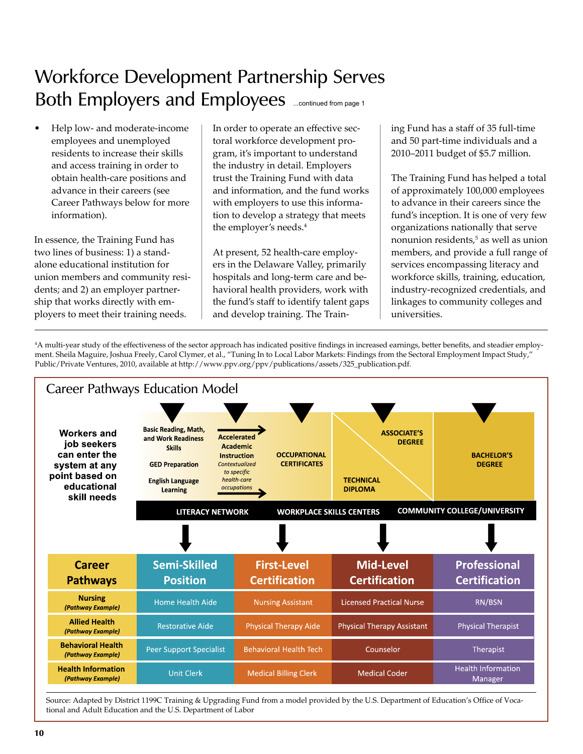# Workforce Development Partnership Serves Both Employers and Employees

...continued from page 1

- Help low- and moderate-income employees and unemployed residents to increase their skills and access training in order to obtain health-care positions and advance in their careers (see Career Pathways below for more information).

In essence, the Training Fund has two lines of business: 1) a stand-alone educational institution for union members and community residents; and 2) an employer partnership that works directly with employers to meet their training needs.

In order to operate an effective sectoral workforce development program, it's important to understand the industry in detail. Employers trust the Training Fund with data and information, and the fund works with employers to use this information to develop a strategy that meets the employer's needs.[4]

At present, 52 health-care employers in the Delaware Valley, primarily hospitals and long-term care and behavioral health providers, work with the fund's staff to identify talent gaps and develop training. The Training Fund has a staff of 35 full-time and 50 part-time individuals and a 2010–2011 budget of $5.7 million.

The Training Fund has helped a total of approximately 100,000 employees to advance in their careers since the fund's inception. It is one of very few organizations nationally that serve nonunion residents,[5] as well as union members, and provide a full range of services encompassing literacy and workforce skills, training, education, industry-recognized credentials, and linkages to community colleges and universities.

---

[4]A multi-year study of the effectiveness of the sector approach has indicated positive findings in increased earnings, better benefits, and steadier employment. Sheila Maguire, Joshua Freely, Carol Clymer, et al., "Tuning In to Local Labor Markets: Findings from the Sectoral Employment Impact Study," Public/Private Ventures, 2010, available at http://www.ppv.org/ppv/publications/assets/325_publication.pdf.

## Career Pathways Education Model

**Workers and job seekers can enter the system at any point based on educational skill needs**

- **Literacy Network:** Basic Reading, Math, and Work Readiness Skills; GED Preparation; English Language Learning
- **Accelerated Academic Instruction** — *Contextualized to specific health-care occupations*
- **Workplace Skills Centers:** Occupational Certificates; Technical Diploma
- **Community College/University:** Associate's Degree; Bachelor's Degree

| Career Pathways | Semi-Skilled Position | First-Level Certification | Mid-Level Certification | Professional Certification |
|---|---|---|---|---|
| **Nursing** *(Pathway Example)* | Home Health Aide | Nursing Assistant | Licensed Practical Nurse | RN/BSN |
| **Allied Health** *(Pathway Example)* | Restorative Aide | Physical Therapy Aide | Physical Therapy Assistant | Physical Therapist |
| **Behavioral Health** *(Pathway Example)* | Peer Support Specialist | Behavioral Health Tech | Counselor | Therapist |
| **Health Information** *(Pathway Example)* | Unit Clerk | Medical Billing Clerk | Medical Coder | Health Information Manager |

Source: Adapted by District 1199C Training & Upgrading Fund from a model provided by the U.S. Department of Education's Office of Vocational and Adult Education and the U.S. Department of Labor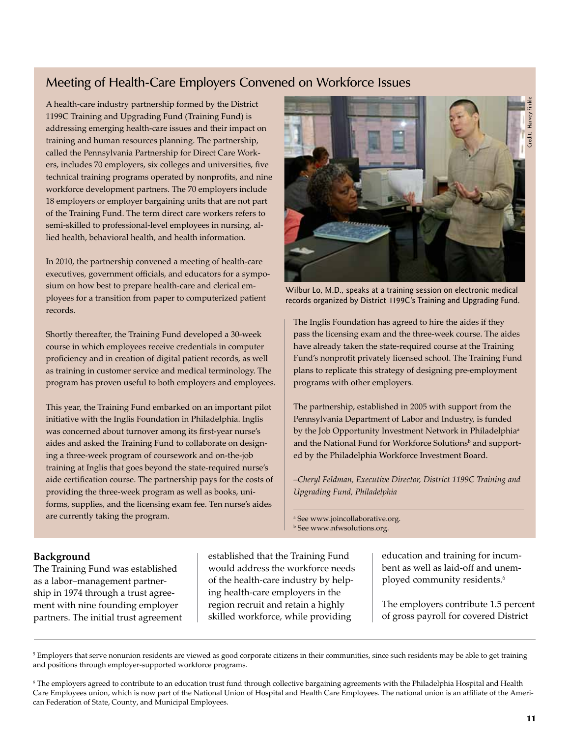## Meeting of Health-Care Employers Convened on Workforce Issues

A health-care industry partnership formed by the District 1199C Training and Upgrading Fund (Training Fund) is addressing emerging health-care issues and their impact on training and human resources planning. The partnership, called the Pennsylvania Partnership for Direct Care Workers, includes 70 employers, six colleges and universities, five technical training programs operated by nonprofits, and nine workforce development partners. The 70 employers include 18 employers or employer bargaining units that are not part of the Training Fund. The term direct care workers refers to semi-skilled to professional-level employees in nursing, allied health, behavioral health, and health information.

In 2010, the partnership convened a meeting of health-care executives, government officials, and educators for a symposium on how best to prepare health-care and clerical employees for a transition from paper to computerized patient records.

Shortly thereafter, the Training Fund developed a 30-week course in which employees receive credentials in computer proficiency and in creation of digital patient records, as well as training in customer service and medical terminology. The program has proven useful to both employers and employees.

This year, the Training Fund embarked on an important pilot initiative with the Inglis Foundation in Philadelphia. Inglis was concerned about turnover among its first-year nurse's aides and asked the Training Fund to collaborate on designing a three-week program of coursework and on-the-job training at Inglis that goes beyond the state-required nurse's aide certification course. The partnership pays for the costs of providing the three-week program as well as books, uniforms, supplies, and the licensing exam fee. Ten nurse's aides are currently taking the program.

Credit: Harvey Finkle

Wilbur Lo, M.D., speaks at a training session on electronic medical records organized by District 1199C's Training and Upgrading Fund.

The Inglis Foundation has agreed to hire the aides if they pass the licensing exam and the three-week course. The aides have already taken the state-required course at the Training Fund's nonprofit privately licensed school. The Training Fund plans to replicate this strategy of designing pre-employment programs with other employers.

The partnership, established in 2005 with support from the Pennsylvania Department of Labor and Industry, is funded by the Job Opportunity Investment Network in Philadelphia[a] and the National Fund for Workforce Solutions[b] and supported by the Philadelphia Workforce Investment Board.

*–Cheryl Feldman, Executive Director, District 1199C Training and Upgrading Fund, Philadelphia*

[a] See www.joincollaborative.org.
[b] See www.nfwsolutions.org.

**Background**

The Training Fund was established as a labor–management partnership in 1974 through a trust agreement with nine founding employer partners. The initial trust agreement established that the Training Fund would address the workforce needs of the health-care industry by helping health-care employers in the region recruit and retain a highly skilled workforce, while providing education and training for incumbent as well as laid-off and unemployed community residents.[6]

The employers contribute 1.5 percent of gross payroll for covered District

[5] Employers that serve nonunion residents are viewed as good corporate citizens in their communities, since such residents may be able to get training and positions through employer-supported workforce programs.

[6] The employers agreed to contribute to an education trust fund through collective bargaining agreements with the Philadelphia Hospital and Health Care Employees union, which is now part of the National Union of Hospital and Health Care Employees. The national union is an affiliate of the American Federation of State, County, and Municipal Employees.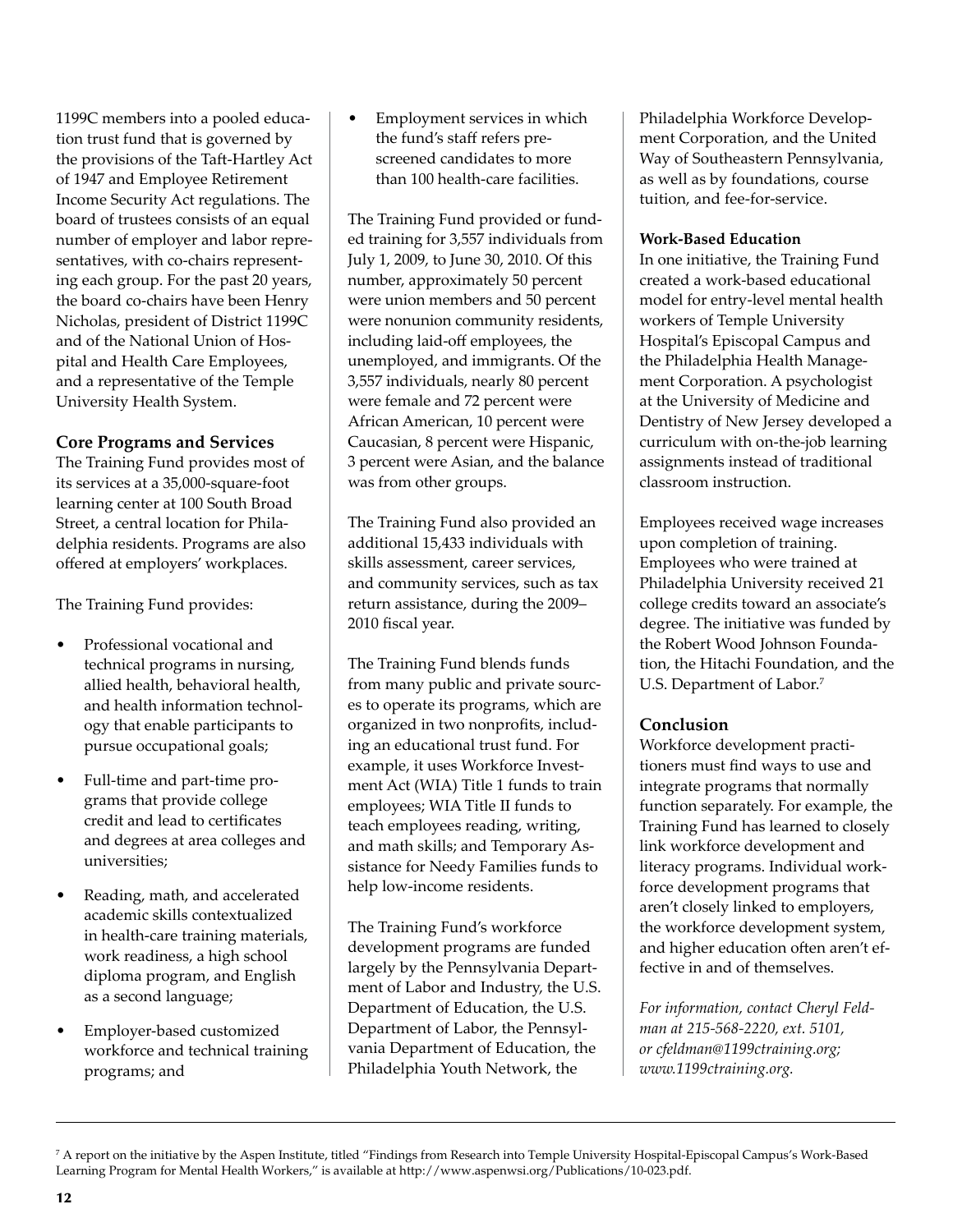1199C members into a pooled education trust fund that is governed by the provisions of the Taft-Hartley Act of 1947 and Employee Retirement Income Security Act regulations. The board of trustees consists of an equal number of employer and labor representatives, with co-chairs representing each group. For the past 20 years, the board co-chairs have been Henry Nicholas, president of District 1199C and of the National Union of Hospital and Health Care Employees, and a representative of the Temple University Health System.

## Core Programs and Services

The Training Fund provides most of its services at a 35,000-square-foot learning center at 100 South Broad Street, a central location for Philadelphia residents. Programs are also offered at employers' workplaces.

The Training Fund provides:

- Professional vocational and technical programs in nursing, allied health, behavioral health, and health information technology that enable participants to pursue occupational goals;
- Full-time and part-time programs that provide college credit and lead to certificates and degrees at area colleges and universities;
- Reading, math, and accelerated academic skills contextualized in health-care training materials, work readiness, a high school diploma program, and English as a second language;
- Employer-based customized workforce and technical training programs; and
- Employment services in which the fund's staff refers pre-screened candidates to more than 100 health-care facilities.

The Training Fund provided or funded training for 3,557 individuals from July 1, 2009, to June 30, 2010. Of this number, approximately 50 percent were union members and 50 percent were nonunion community residents, including laid-off employees, the unemployed, and immigrants. Of the 3,557 individuals, nearly 80 percent were female and 72 percent were African American, 10 percent were Caucasian, 8 percent were Hispanic, 3 percent were Asian, and the balance was from other groups.

The Training Fund also provided an additional 15,433 individuals with skills assessment, career services, and community services, such as tax return assistance, during the 2009–2010 fiscal year.

The Training Fund blends funds from many public and private sources to operate its programs, which are organized in two nonprofits, including an educational trust fund. For example, it uses Workforce Investment Act (WIA) Title 1 funds to train employees; WIA Title II funds to teach employees reading, writing, and math skills; and Temporary Assistance for Needy Families funds to help low-income residents.

The Training Fund's workforce development programs are funded largely by the Pennsylvania Department of Labor and Industry, the U.S. Department of Education, the U.S. Department of Labor, the Pennsylvania Department of Education, the Philadelphia Youth Network, the Philadelphia Workforce Development Corporation, and the United Way of Southeastern Pennsylvania, as well as by foundations, course tuition, and fee-for-service.

### Work-Based Education

In one initiative, the Training Fund created a work-based educational model for entry-level mental health workers of Temple University Hospital's Episcopal Campus and the Philadelphia Health Management Corporation. A psychologist at the University of Medicine and Dentistry of New Jersey developed a curriculum with on-the-job learning assignments instead of traditional classroom instruction.

Employees received wage increases upon completion of training. Employees who were trained at Philadelphia University received 21 college credits toward an associate's degree. The initiative was funded by the Robert Wood Johnson Foundation, the Hitachi Foundation, and the U.S. Department of Labor.[7]

## Conclusion

Workforce development practitioners must find ways to use and integrate programs that normally function separately. For example, the Training Fund has learned to closely link workforce development and literacy programs. Individual workforce development programs that aren't closely linked to employers, the workforce development system, and higher education often aren't effective in and of themselves.

*For information, contact Cheryl Feldman at 215-568-2220, ext. 5101, or cfeldman@1199ctraining.org; www.1199ctraining.org.*

---

[7] A report on the initiative by the Aspen Institute, titled "Findings from Research into Temple University Hospital-Episcopal Campus's Work-Based Learning Program for Mental Health Workers," is available at http://www.aspenwsi.org/Publications/10-023.pdf.